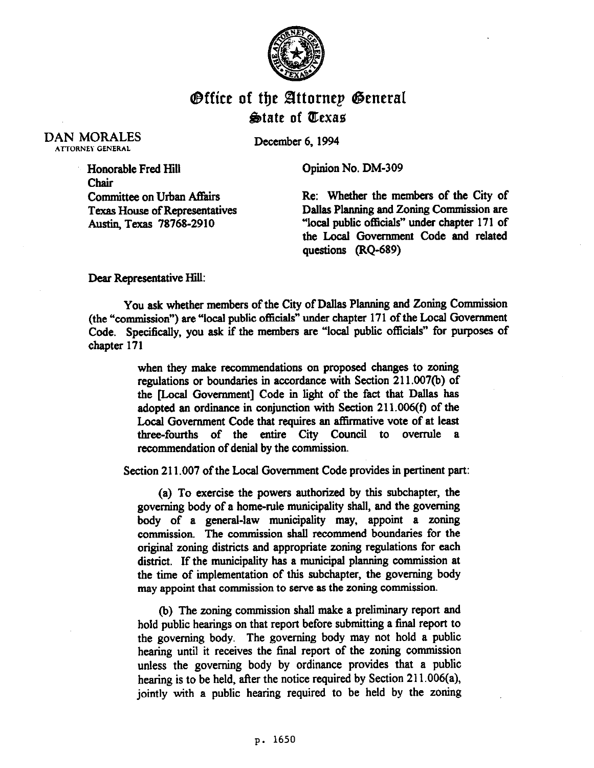# Office of the Attorney General
## State of Texas

DAN MORALES
ATTORNEY GENERAL

December 6, 1994

Honorable Fred Hill
Chair
Committee on Urban Affairs
Texas House of Representatives
Austin, Texas 78768-2910

Opinion No. DM-309

Re: Whether the members of the City of Dallas Planning and Zoning Commission are "local public officials" under chapter 171 of the Local Government Code and related questions (RQ-689)

Dear Representative Hill:

You ask whether members of the City of Dallas Planning and Zoning Commission (the "commission") are "local public officials" under chapter 171 of the Local Government Code. Specifically, you ask if the members are "local public officials" for purposes of chapter 171

> when they make recommendations on proposed changes to zoning regulations or boundaries in accordance with Section 211.007(b) of the [Local Government] Code in light of the fact that Dallas has adopted an ordinance in conjunction with Section 211.006(f) of the Local Government Code that requires an affirmative vote of at least three-fourths of the entire City Council to overrule a recommendation of denial by the commission.

Section 211.007 of the Local Government Code provides in pertinent part:

> (a) To exercise the powers authorized by this subchapter, the governing body of a home-rule municipality shall, and the governing body of a general-law municipality may, appoint a zoning commission. The commission shall recommend boundaries for the original zoning districts and appropriate zoning regulations for each district. If the municipality has a municipal planning commission at the time of implementation of this subchapter, the governing body may appoint that commission to serve as the zoning commission.
>
> (b) The zoning commission shall make a preliminary report and hold public hearings on that report before submitting a final report to the governing body. The governing body may not hold a public hearing until it receives the final report of the zoning commission unless the governing body by ordinance provides that a public hearing is to be held, after the notice required by Section 211.006(a), jointly with a public hearing required to be held by the zoning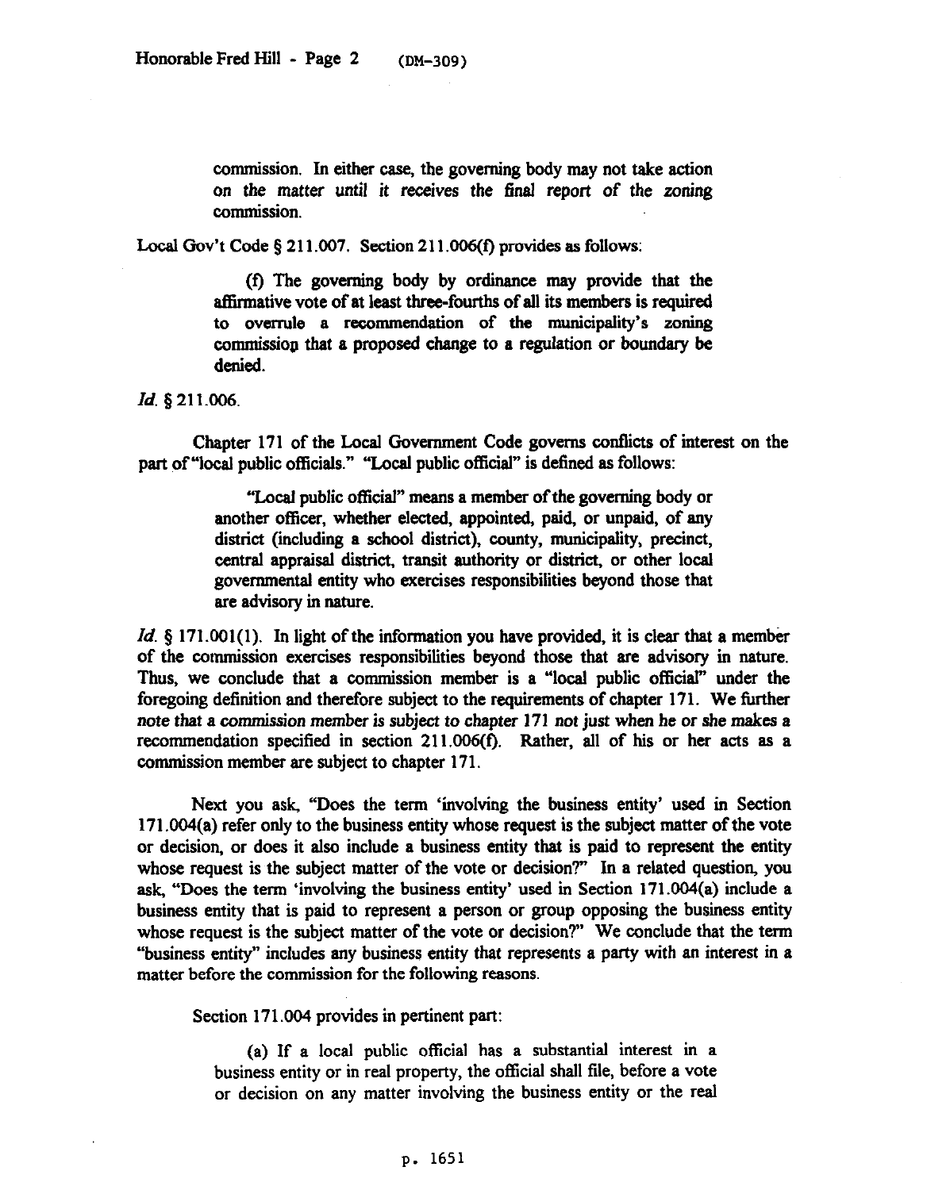> commission. In either case, the governing body may not take action on the matter until it receives the final report of the zoning commission.

Local Gov't Code § 211.007. Section 211.006(f) provides as follows:

> (f) The governing body by ordinance may provide that the affirmative vote of at least three-fourths of all its members is required to overrule a recommendation of the municipality's zoning commission that a proposed change to a regulation or boundary be denied.

*Id.* § 211.006.

Chapter 171 of the Local Government Code governs conflicts of interest on the part of "local public officials." "Local public official" is defined as follows:

> "Local public official" means a member of the governing body or another officer, whether elected, appointed, paid, or unpaid, of any district (including a school district), county, municipality, precinct, central appraisal district, transit authority or district, or other local governmental entity who exercises responsibilities beyond those that are advisory in nature.

*Id.* § 171.001(1). In light of the information you have provided, it is clear that a member of the commission exercises responsibilities beyond those that are advisory in nature. Thus, we conclude that a commission member is a "local public official" under the foregoing definition and therefore subject to the requirements of chapter 171. We further note that a commission member is subject to chapter 171 not just when he or she makes a recommendation specified in section 211.006(f). Rather, all of his or her acts as a commission member are subject to chapter 171.

Next you ask, "Does the term 'involving the business entity' used in Section 171.004(a) refer only to the business entity whose request is the subject matter of the vote or decision, or does it also include a business entity that is paid to represent the entity whose request is the subject matter of the vote or decision?" In a related question, you ask, "Does the term 'involving the business entity' used in Section 171.004(a) include a business entity that is paid to represent a person or group opposing the business entity whose request is the subject matter of the vote or decision?" We conclude that the term "business entity" includes any business entity that represents a party with an interest in a matter before the commission for the following reasons.

Section 171.004 provides in pertinent part:

> (a) If a local public official has a substantial interest in a business entity or in real property, the official shall file, before a vote or decision on any matter involving the business entity or the real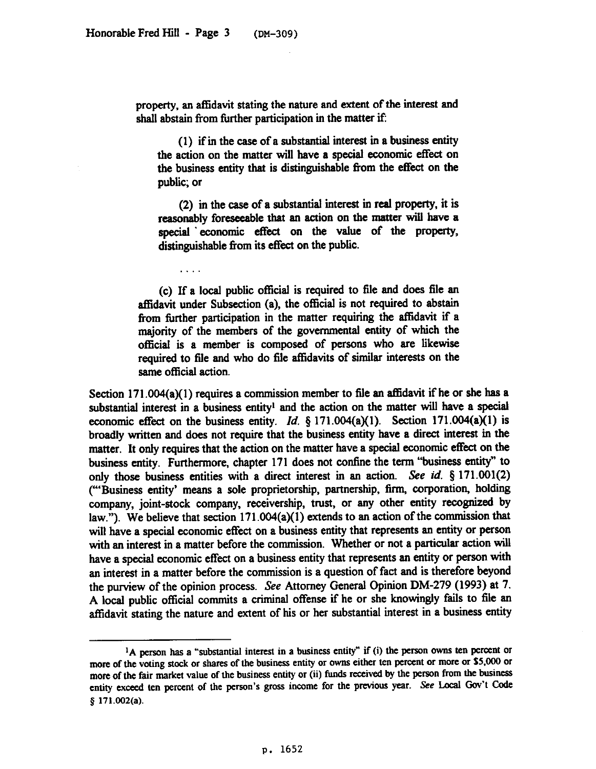property, an affidavit stating the nature and extent of the interest and shall abstain from further participation in the matter if:

> (1) if in the case of a substantial interest in a business entity the action on the matter will have a special economic effect on the business entity that is distinguishable from the effect on the public; or
>
> (2) in the case of a substantial interest in real property, it is reasonably foreseeable that an action on the matter will have a special economic effect on the value of the property, distinguishable from its effect on the public.
>
> . . . .
>
> (c) If a local public official is required to file and does file an affidavit under Subsection (a), the official is not required to abstain from further participation in the matter requiring the affidavit if a majority of the members of the governmental entity of which the official is a member is composed of persons who are likewise required to file and who do file affidavits of similar interests on the same official action.

Section 171.004(a)(1) requires a commission member to file an affidavit if he or she has a substantial interest in a business entity[1] and the action on the matter will have a special economic effect on the business entity. *Id.* § 171.004(a)(1). Section 171.004(a)(1) is broadly written and does not require that the business entity have a direct interest in the matter. It only requires that the action on the matter have a special economic effect on the business entity. Furthermore, chapter 171 does not confine the term "business entity" to only those business entities with a direct interest in an action. *See id.* § 171.001(2) ("'Business entity' means a sole proprietorship, partnership, firm, corporation, holding company, joint-stock company, receivership, trust, or any other entity recognized by law."). We believe that section 171.004(a)(1) extends to an action of the commission that will have a special economic effect on a business entity that represents an entity or person with an interest in a matter before the commission. Whether or not a particular action will have a special economic effect on a business entity that represents an entity or person with an interest in a matter before the commission is a question of fact and is therefore beyond the purview of the opinion process. *See* Attorney General Opinion DM-279 (1993) at 7. A local public official commits a criminal offense if he or she knowingly fails to file an affidavit stating the nature and extent of his or her substantial interest in a business entity

---

[1] A person has a "substantial interest in a business entity" if (i) the person owns ten percent or more of the voting stock or shares of the business entity or owns either ten percent or more or $5,000 or more of the fair market value of the business entity or (ii) funds received by the person from the business entity exceed ten percent of the person's gross income for the previous year. *See* Local Gov't Code § 171.002(a).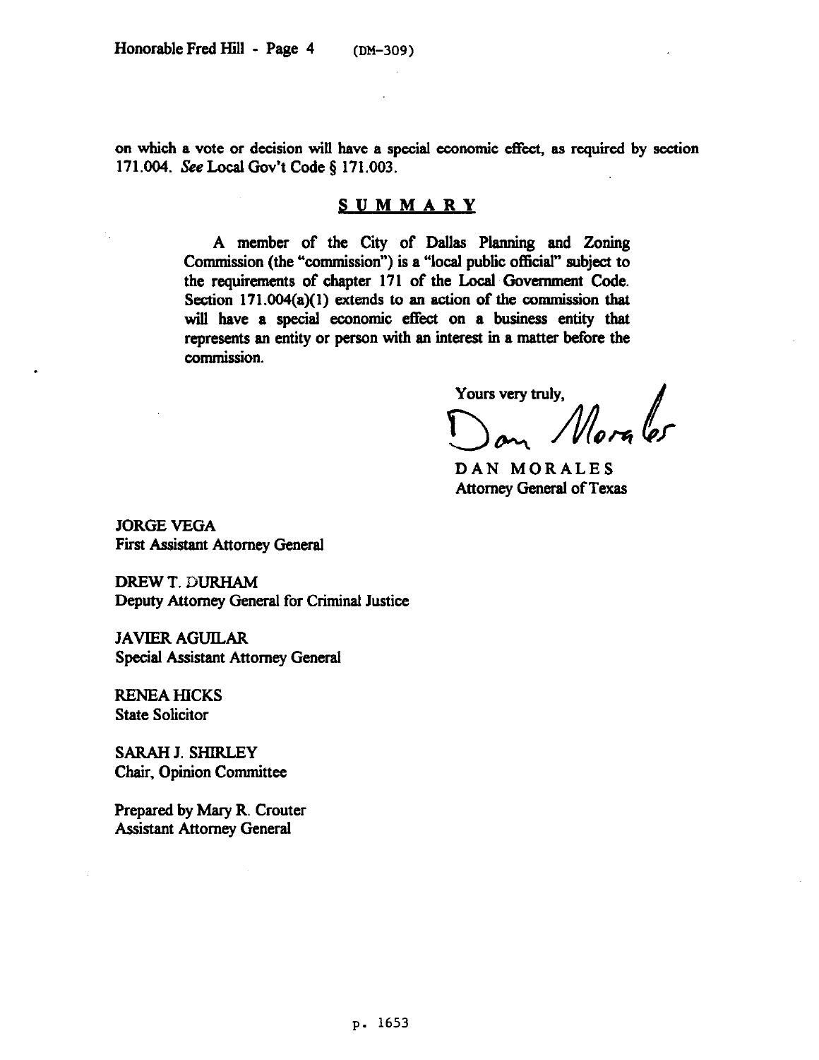on which a vote or decision will have a special economic effect, as required by section 171.004. *See* Local Gov't Code § 171.003.

## SUMMARY

A member of the City of Dallas Planning and Zoning Commission (the "commission") is a "local public official" subject to the requirements of chapter 171 of the Local Government Code. Section 171.004(a)(1) extends to an action of the commission that will have a special economic effect on a business entity that represents an entity or person with an interest in a matter before the commission.

Yours very truly,

Dan Morales

DAN MORALES
Attorney General of Texas

JORGE VEGA
First Assistant Attorney General

DREW T. DURHAM
Deputy Attorney General for Criminal Justice

JAVIER AGUILAR
Special Assistant Attorney General

RENEA HICKS
State Solicitor

SARAH J. SHIRLEY
Chair, Opinion Committee

Prepared by Mary R. Crouter
Assistant Attorney General